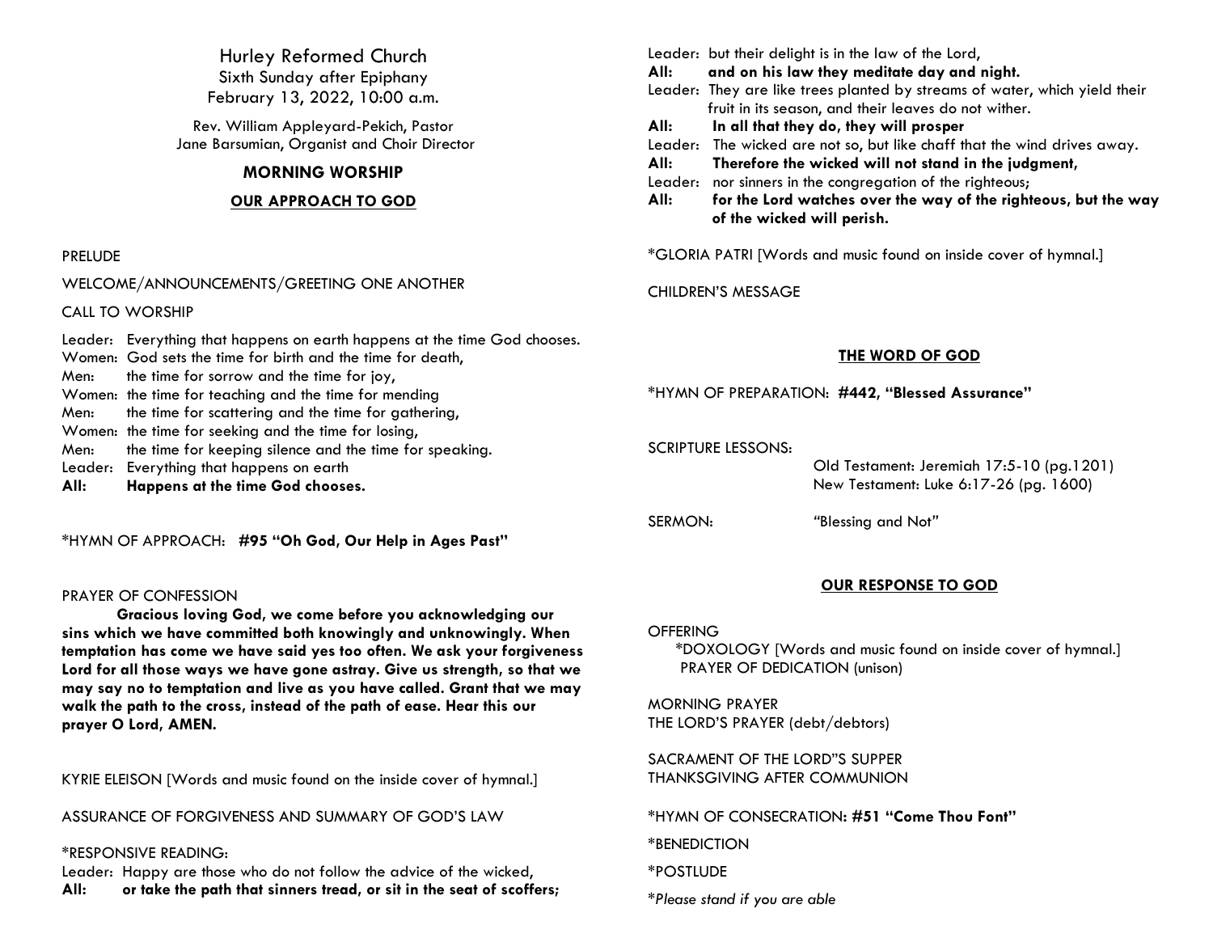# Hurley Reformed Church

Sixth Sunday after Epiphany
February 13, 2022, 10:00 a.m.

Rev. William Appleyard-Pekich, Pastor
Jane Barsumian, Organist and Choir Director

## MORNING WORSHIP

### OUR APPROACH TO GOD

PRELUDE

WELCOME/ANNOUNCEMENTS/GREETING ONE ANOTHER

CALL TO WORSHIP

Leader: Everything that happens on earth happens at the time God chooses.
Women: God sets the time for birth and the time for death,
Men: the time for sorrow and the time for joy,
Women: the time for teaching and the time for mending
Men: the time for scattering and the time for gathering,
Women: the time for seeking and the time for losing,
Men: the time for keeping silence and the time for speaking.
Leader: Everything that happens on earth
**All: Happens at the time God chooses.**

*HYMN OF APPROACH: **#95 "Oh God, Our Help in Ages Past"**

PRAYER OF CONFESSION

**Gracious loving God, we come before you acknowledging our sins which we have committed both knowingly and unknowingly. When temptation has come we have said yes too often. We ask your forgiveness Lord for all those ways we have gone astray. Give us strength, so that we may say no to temptation and live as you have called. Grant that we may walk the path to the cross, instead of the path of ease. Hear this our prayer O Lord, AMEN.**

KYRIE ELEISON [Words and music found on the inside cover of hymnal.]

ASSURANCE OF FORGIVENESS AND SUMMARY OF GOD'S LAW

*RESPONSIVE READING:

Leader: Happy are those who do not follow the advice of the wicked,
**All: or take the path that sinners tread, or sit in the seat of scoffers;**
Leader: but their delight is in the law of the Lord,
**All: and on his law they meditate day and night.**
Leader: They are like trees planted by streams of water, which yield their fruit in its season, and their leaves do not wither.
**All: In all that they do, they will prosper**
Leader: The wicked are not so, but like chaff that the wind drives away.
**All: Therefore the wicked will not stand in the judgment,**
Leader: nor sinners in the congregation of the righteous;
**All: for the Lord watches over the way of the righteous, but the way of the wicked will perish.**

*GLORIA PATRI [Words and music found on inside cover of hymnal.]

CHILDREN'S MESSAGE

### THE WORD OF GOD

*HYMN OF PREPARATION: **#442, "Blessed Assurance"**

SCRIPTURE LESSONS:
Old Testament: Jeremiah 17:5-10 (pg.1201)
New Testament: Luke 6:17-26 (pg. 1600)

SERMON: "Blessing and Not"

### OUR RESPONSE TO GOD

OFFERING
*DOXOLOGY [Words and music found on inside cover of hymnal.]
PRAYER OF DEDICATION (unison)

MORNING PRAYER
THE LORD'S PRAYER (debt/debtors)

SACRAMENT OF THE LORD"S SUPPER
THANKSGIVING AFTER COMMUNION

*HYMN OF CONSECRATION**: #51 "Come Thou Font"**

*BENEDICTION

*POSTLUDE

**Please stand if you are able*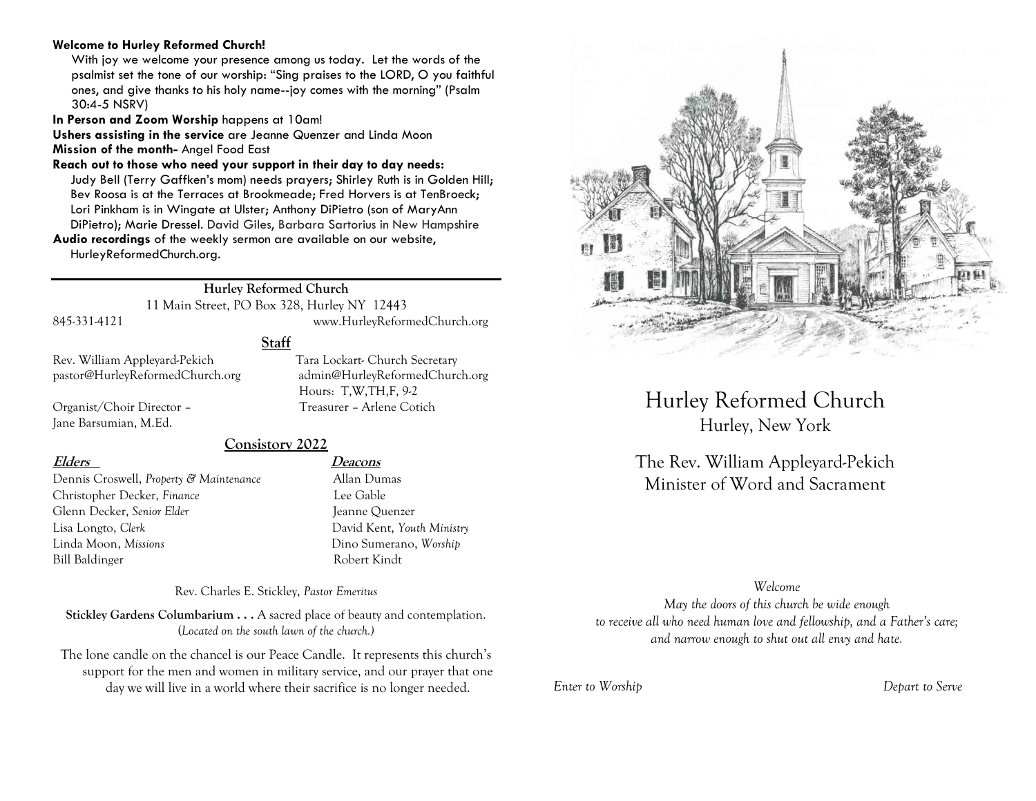**Welcome to Hurley Reformed Church!**

With joy we welcome your presence among us today. Let the words of the psalmist set the tone of our worship: "Sing praises to the LORD, O you faithful ones, and give thanks to his holy name--joy comes with the morning" (Psalm 30:4-5 NSRV)

**In Person and Zoom Worship** happens at 10am!

**Ushers assisting in the service** are Jeanne Quenzer and Linda Moon

**Mission of the month-** Angel Food East

**Reach out to those who need your support in their day to day needs:**

Judy Bell (Terry Gaffken's mom) needs prayers; Shirley Ruth is in Golden Hill; Bev Roosa is at the Terraces at Brookmeade; Fred Horvers is at TenBroeck; Lori Pinkham is in Wingate at Ulster; Anthony DiPietro (son of MaryAnn DiPietro); Marie Dressel. David Giles, Barbara Sartorius in New Hampshire

**Audio recordings** of the weekly sermon are available on our website, HurleyReformedChurch.org.

---

**Hurley Reformed Church**

11 Main Street, PO Box 328, Hurley NY 12443

845-331-4121 www.HurleyReformedChurch.org

**Staff**

Rev. William Appleyard-Pekich
pastor@HurleyReformedChurch.org

Tara Lockart- Church Secretary
admin@HurleyReformedChurch.org
Hours: T,W,TH,F, 9-2

Organist/Choir Director – Jane Barsumian, M.Ed.

Treasurer – Arlene Cotich

**Consistory 2022**

| **Elders** | **Deacons** |
|---|---|
| Dennis Croswell, *Property & Maintenance* | Allan Dumas |
| Christopher Decker, *Finance* | Lee Gable |
| Glenn Decker, *Senior Elder* | Jeanne Quenzer |
| Lisa Longto, *Clerk* | David Kent, *Youth Ministry* |
| Linda Moon, *Missions* | Dino Sumerano, *Worship* |
| Bill Baldinger | Robert Kindt |

Rev. Charles E. Stickley, *Pastor Emeritus*

**Stickley Gardens Columbarium . . .** A sacred place of beauty and contemplation. (*Located on the south lawn of the church.)*

The lone candle on the chancel is our Peace Candle. It represents this church's support for the men and women in military service, and our prayer that one day we will live in a world where their sacrifice is no longer needed.

# Hurley Reformed Church

## Hurley, New York

The Rev. William Appleyard-Pekich
Minister of Word and Sacrament

*Welcome*

*May the doors of this church be wide enough*
*to receive all who need human love and fellowship, and a Father's care;*
*and narrow enough to shut out all envy and hate.*

*Enter to Worship* *Depart to Serve*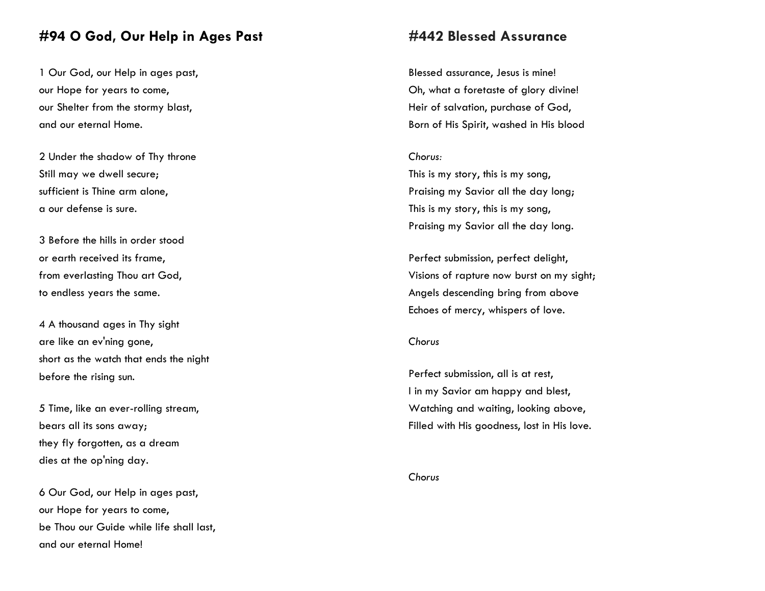## #94 O God, Our Help in Ages Past

1 Our God, our Help in ages past,
our Hope for years to come,
our Shelter from the stormy blast,
and our eternal Home.

2 Under the shadow of Thy throne
Still may we dwell secure;
sufficient is Thine arm alone,
a our defense is sure.

3 Before the hills in order stood
or earth received its frame,
from everlasting Thou art God,
to endless years the same.

4 A thousand ages in Thy sight
are like an ev'ning gone,
short as the watch that ends the night
before the rising sun.

5 Time, like an ever-rolling stream,
bears all its sons away;
they fly forgotten, as a dream
dies at the op'ning day.

6 Our God, our Help in ages past,
our Hope for years to come,
be Thou our Guide while life shall last,
and our eternal Home!

## #442 Blessed Assurance

Blessed assurance, Jesus is mine!
Oh, what a foretaste of glory divine!
Heir of salvation, purchase of God,
Born of His Spirit, washed in His blood

*Chorus:*
This is my story, this is my song,
Praising my Savior all the day long;
This is my story, this is my song,
Praising my Savior all the day long.

Perfect submission, perfect delight,
Visions of rapture now burst on my sight;
Angels descending bring from above
Echoes of mercy, whispers of love.

*Chorus*

Perfect submission, all is at rest,
I in my Savior am happy and blest,
Watching and waiting, looking above,
Filled with His goodness, lost in His love.

*Chorus*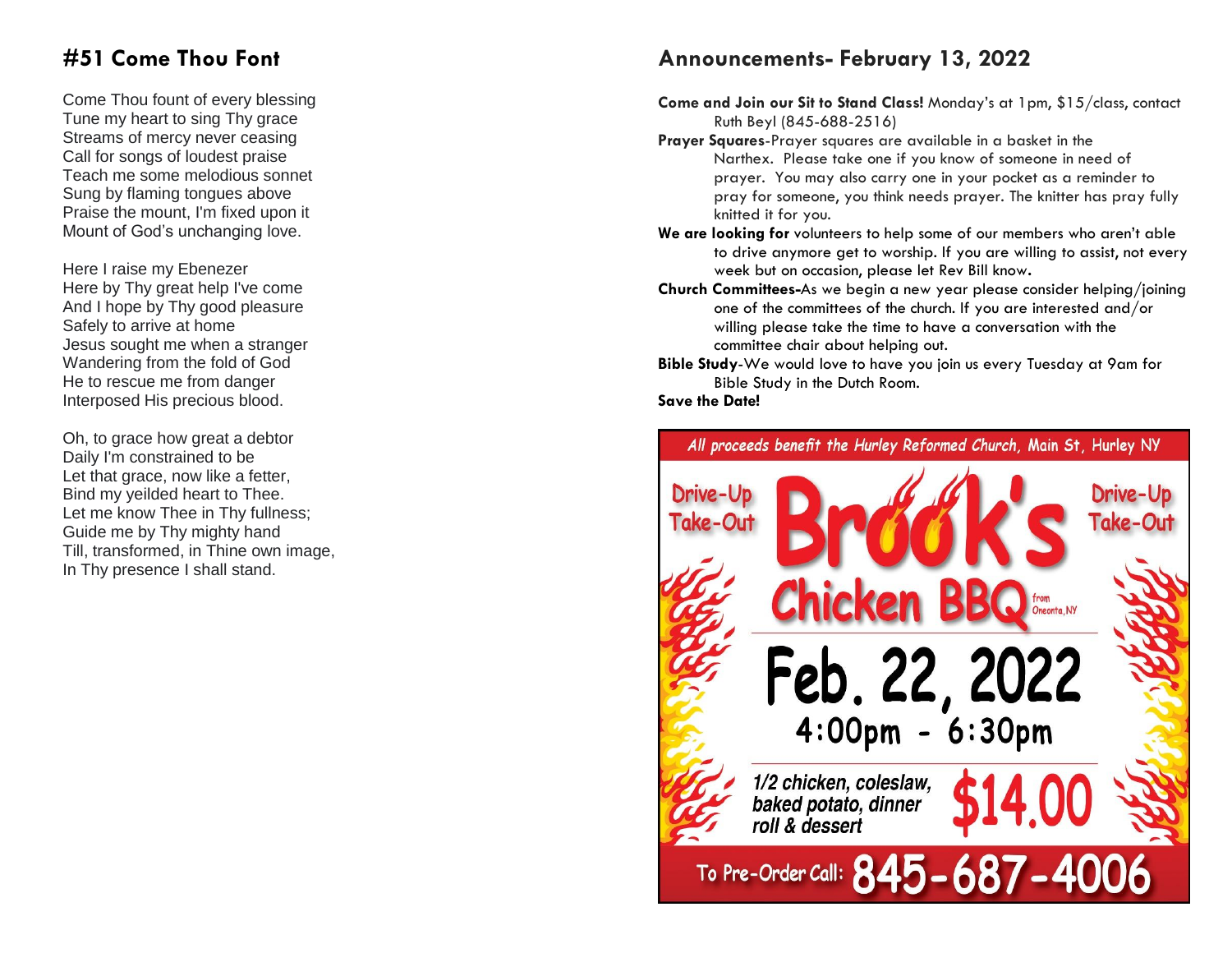## #51 Come Thou Font

Come Thou fount of every blessing
Tune my heart to sing Thy grace
Streams of mercy never ceasing
Call for songs of loudest praise
Teach me some melodious sonnet
Sung by flaming tongues above
Praise the mount, I'm fixed upon it
Mount of God's unchanging love.

Here I raise my Ebenezer
Here by Thy great help I've come
And I hope by Thy good pleasure
Safely to arrive at home
Jesus sought me when a stranger
Wandering from the fold of God
He to rescue me from danger
Interposed His precious blood.

Oh, to grace how great a debtor
Daily I'm constrained to be
Let that grace, now like a fetter,
Bind my yeilded heart to Thee.
Let me know Thee in Thy fullness;
Guide me by Thy mighty hand
Till, transformed, in Thine own image,
In Thy presence I shall stand.

## Announcements- February 13, 2022

**Come and Join our Sit to Stand Class!** Monday's at 1pm, $15/class, contact Ruth Beyl (845-688-2516)

**Prayer Squares**-Prayer squares are available in a basket in the Narthex. Please take one if you know of someone in need of prayer. You may also carry one in your pocket as a reminder to pray for someone, you think needs prayer. The knitter has pray fully knitted it for you.

**We are looking for** volunteers to help some of our members who aren't able to drive anymore get to worship. If you are willing to assist, not every week but on occasion, please let Rev Bill know.

**Church Committees-**As we begin a new year please consider helping/joining one of the committees of the church. If you are interested and/or willing please take the time to have a conversation with the committee chair about helping out.

**Bible Study**-We would love to have you join us every Tuesday at 9am for Bible Study in the Dutch Room.

**Save the Date!**

*All proceeds benefit the Hurley Reformed Church, Main St, Hurley NY*

Drive-Up Take-Out

Brook's Chicken BBQ from Oneonta, NY

Feb. 22, 2022

4:00pm - 6:30pm

*1/2 chicken, coleslaw, baked potato, dinner roll & dessert*

$14.00

To Pre-Order Call: 845-687-4006